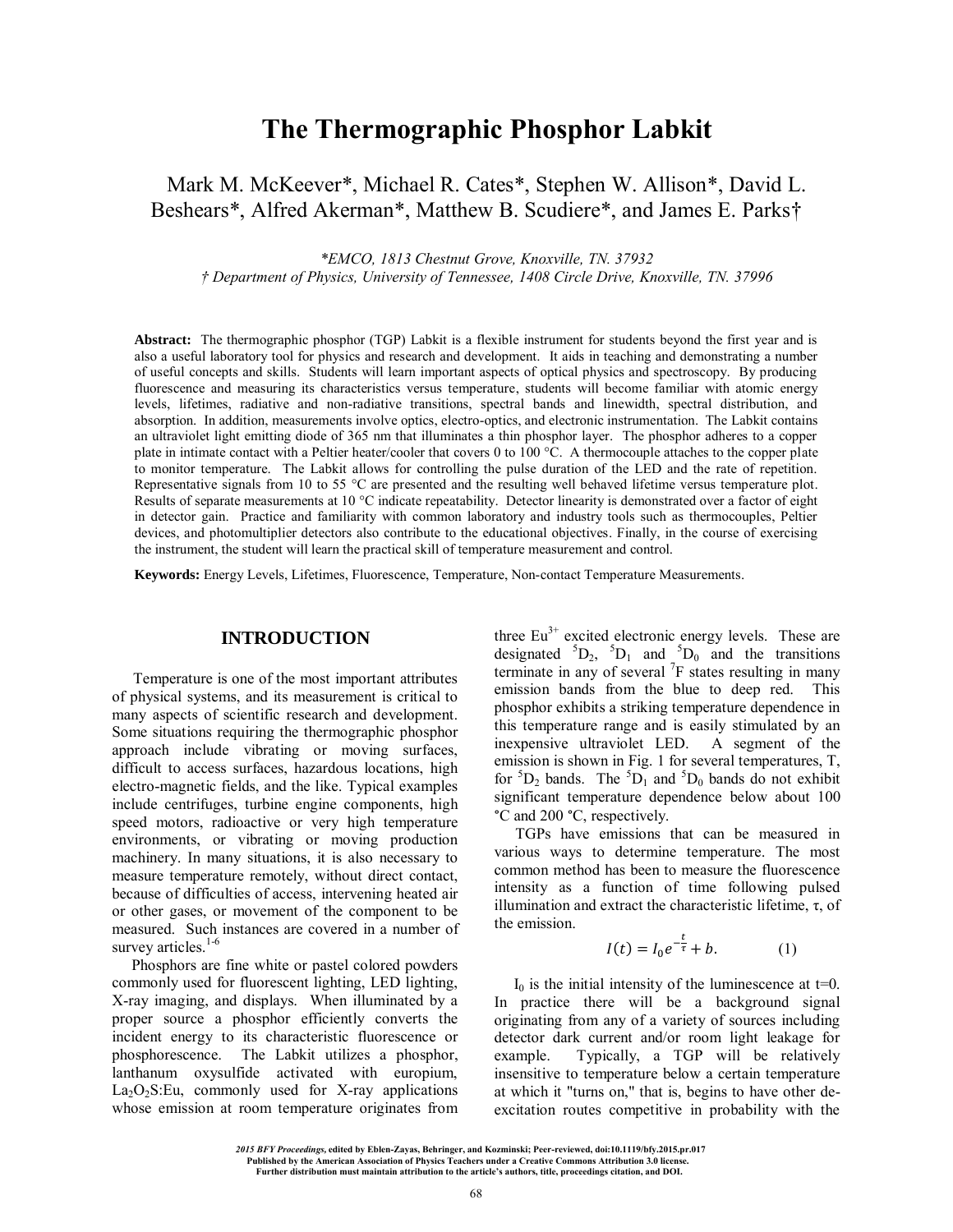# The Thermographic Phosphor Labkit

Mark M. McKeever*, Michael R. Cates*, Stephen W. Allison*, David L. Beshears*, Alfred Akerman*, Matthew B. Scudiere*, and James E. Parks†

*\*EMCO, 1813 Chestnut Grove, Knoxville, TN. 37932*
*† Department of Physics, University of Tennessee, 1408 Circle Drive, Knoxville, TN. 37996*

**Abstract:** The thermographic phosphor (TGP) Labkit is a flexible instrument for students beyond the first year and is also a useful laboratory tool for physics and research and development. It aids in teaching and demonstrating a number of useful concepts and skills. Students will learn important aspects of optical physics and spectroscopy. By producing fluorescence and measuring its characteristics versus temperature, students will become familiar with atomic energy levels, lifetimes, radiative and non-radiative transitions, spectral bands and linewidth, spectral distribution, and absorption. In addition, measurements involve optics, electro-optics, and electronic instrumentation. The Labkit contains an ultraviolet light emitting diode of 365 nm that illuminates a thin phosphor layer. The phosphor adheres to a copper plate in intimate contact with a Peltier heater/cooler that covers 0 to 100 °C. A thermocouple attaches to the copper plate to monitor temperature. The Labkit allows for controlling the pulse duration of the LED and the rate of repetition. Representative signals from 10 to 55 °C are presented and the resulting well behaved lifetime versus temperature plot. Results of separate measurements at 10 °C indicate repeatability. Detector linearity is demonstrated over a factor of eight in detector gain. Practice and familiarity with common laboratory and industry tools such as thermocouples, Peltier devices, and photomultiplier detectors also contribute to the educational objectives. Finally, in the course of exercising the instrument, the student will learn the practical skill of temperature measurement and control.

**Keywords:** Energy Levels, Lifetimes, Fluorescence, Temperature, Non-contact Temperature Measurements.

## INTRODUCTION

Temperature is one of the most important attributes of physical systems, and its measurement is critical to many aspects of scientific research and development. Some situations requiring the thermographic phosphor approach include vibrating or moving surfaces, difficult to access surfaces, hazardous locations, high electro-magnetic fields, and the like. Typical examples include centrifuges, turbine engine components, high speed motors, radioactive or very high temperature environments, or vibrating or moving production machinery. In many situations, it is also necessary to measure temperature remotely, without direct contact, because of difficulties of access, intervening heated air or other gases, or movement of the component to be measured. Such instances are covered in a number of survey articles.[1-6]

Phosphors are fine white or pastel colored powders commonly used for fluorescent lighting, LED lighting, X-ray imaging, and displays. When illuminated by a proper source a phosphor efficiently converts the incident energy to its characteristic fluorescence or phosphorescence. The Labkit utilizes a phosphor, lanthanum oxysulfide activated with europium, $La_2O_2S$:Eu, commonly used for X-ray applications whose emission at room temperature originates from three $Eu^{3+}$ excited electronic energy levels. These are designated $^5D_2$, $^5D_1$ and $^5D_0$ and the transitions terminate in any of several $^7F$ states resulting in many emission bands from the blue to deep red. This phosphor exhibits a striking temperature dependence in this temperature range and is easily stimulated by an inexpensive ultraviolet LED. A segment of the emission is shown in Fig. 1 for several temperatures, T, for $^5D_2$ bands. The $^5D_1$ and $^5D_0$ bands do not exhibit significant temperature dependence below about 100 °C and 200 °C, respectively.

TGPs have emissions that can be measured in various ways to determine temperature. The most common method has been to measure the fluorescence intensity as a function of time following pulsed illumination and extract the characteristic lifetime, τ, of the emission.

$$I(t) = I_0 e^{-\frac{t}{\tau}} + b. \qquad (1)$$

$I_0$ is the initial intensity of the luminescence at t=0. In practice there will be a background signal originating from any of a variety of sources including detector dark current and/or room light leakage for example. Typically, a TGP will be relatively insensitive to temperature below a certain temperature at which it "turns on," that is, begins to have other de-excitation routes competitive in probability with the

*2015 BFY Proceedings*, edited by Eblen-Zayas, Behringer, and Kozminski; Peer-reviewed, doi:10.1119/bfy.2015.pr.017
Published by the American Association of Physics Teachers under a Creative Commons Attribution 3.0 license.
Further distribution must maintain attribution to the article's authors, title, proceedings citation, and DOI.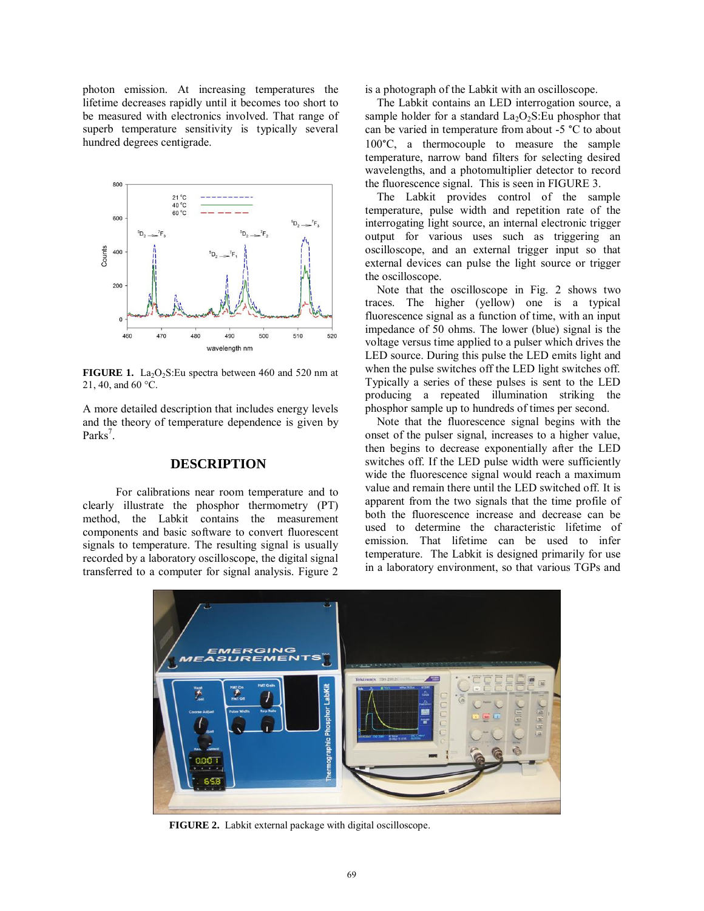photon emission. At increasing temperatures the lifetime decreases rapidly until it becomes too short to be measured with electronics involved. That range of superb temperature sensitivity is typically several hundred degrees centigrade.

**FIGURE 1.** $La_2O_2S$:Eu spectra between 460 and 520 nm at 21, 40, and 60 °C.

A more detailed description that includes energy levels and the theory of temperature dependence is given by Parks[7].

## DESCRIPTION

For calibrations near room temperature and to clearly illustrate the phosphor thermometry (PT) method, the Labkit contains the measurement components and basic software to convert fluorescent signals to temperature. The resulting signal is usually recorded by a laboratory oscilloscope, the digital signal transferred to a computer for signal analysis. Figure 2 is a photograph of the Labkit with an oscilloscope.

The Labkit contains an LED interrogation source, a sample holder for a standard $La_2O_2S$:Eu phosphor that can be varied in temperature from about -5 °C to about 100°C, a thermocouple to measure the sample temperature, narrow band filters for selecting desired wavelengths, and a photomultiplier detector to record the fluorescence signal. This is seen in FIGURE 3.

The Labkit provides control of the sample temperature, pulse width and repetition rate of the interrogating light source, an internal electronic trigger output for various uses such as triggering an oscilloscope, and an external trigger input so that external devices can pulse the light source or trigger the oscilloscope.

Note that the oscilloscope in Fig. 2 shows two traces. The higher (yellow) one is a typical fluorescence signal as a function of time, with an input impedance of 50 ohms. The lower (blue) signal is the voltage versus time applied to a pulser which drives the LED source. During this pulse the LED emits light and when the pulse switches off the LED light switches off. Typically a series of these pulses is sent to the LED producing a repeated illumination striking the phosphor sample up to hundreds of times per second.

Note that the fluorescence signal begins with the onset of the pulser signal, increases to a higher value, then begins to decrease exponentially after the LED switches off. If the LED pulse width were sufficiently wide the fluorescence signal would reach a maximum value and remain there until the LED switched off. It is apparent from the two signals that the time profile of both the fluorescence increase and decrease can be used to determine the characteristic lifetime of emission. That lifetime can be used to infer temperature. The Labkit is designed primarily for use in a laboratory environment, so that various TGPs and

**FIGURE 2.** Labkit external package with digital oscilloscope.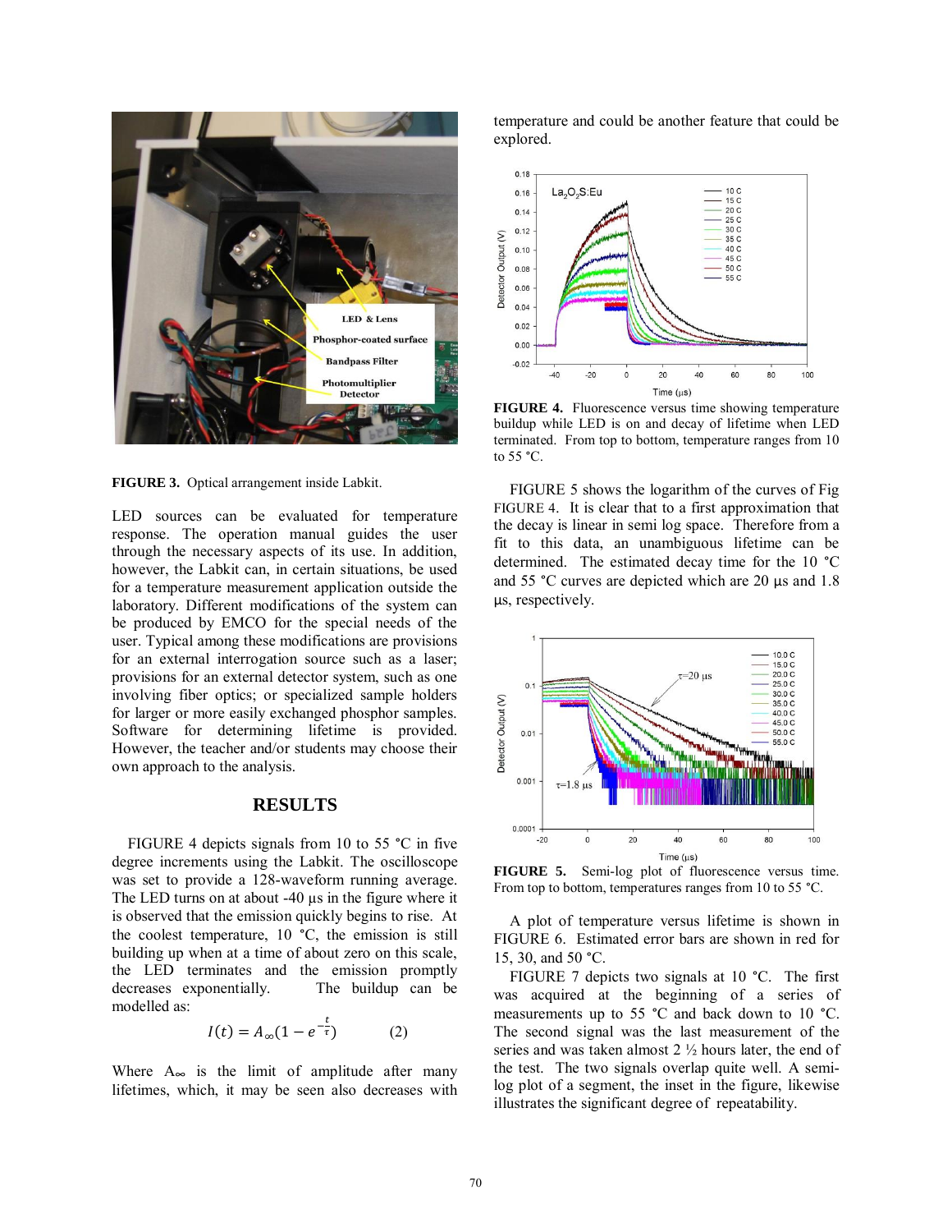FIGURE 3. Optical arrangement inside Labkit.

LED sources can be evaluated for temperature response. The operation manual guides the user through the necessary aspects of its use. In addition, however, the Labkit can, in certain situations, be used for a temperature measurement application outside the laboratory. Different modifications of the system can be produced by EMCO for the special needs of the user. Typical among these modifications are provisions for an external interrogation source such as a laser; provisions for an external detector system, such as one involving fiber optics; or specialized sample holders for larger or more easily exchanged phosphor samples. Software for determining lifetime is provided. However, the teacher and/or students may choose their own approach to the analysis.

## RESULTS

FIGURE 4 depicts signals from 10 to 55 °C in five degree increments using the Labkit. The oscilloscope was set to provide a 128-waveform running average. The LED turns on at about -40 µs in the figure where it is observed that the emission quickly begins to rise. At the coolest temperature, 10 °C, the emission is still building up when at a time of about zero on this scale, the LED terminates and the emission promptly decreases exponentially. The buildup can be modelled as:

$$I(t) = A_{\infty}(1 - e^{-\frac{t}{\tau}}) \qquad (2)$$

Where $A_{\infty}$ is the limit of amplitude after many lifetimes, which, it may be seen also decreases with temperature and could be another feature that could be explored.

FIGURE 4. Fluorescence versus time showing temperature buildup while LED is on and decay of lifetime when LED terminated. From top to bottom, temperature ranges from 10 to 55 °C.

FIGURE 5 shows the logarithm of the curves of Fig FIGURE 4. It is clear that to a first approximation that the decay is linear in semi log space. Therefore from a fit to this data, an unambiguous lifetime can be determined. The estimated decay time for the 10 °C and 55 °C curves are depicted which are 20 µs and 1.8 µs, respectively.

FIGURE 5. Semi-log plot of fluorescence versus time. From top to bottom, temperatures ranges from 10 to 55 °C.

A plot of temperature versus lifetime is shown in FIGURE 6. Estimated error bars are shown in red for 15, 30, and 50 °C.

FIGURE 7 depicts two signals at 10 °C. The first was acquired at the beginning of a series of measurements up to 55 °C and back down to 10 °C. The second signal was the last measurement of the series and was taken almost 2 ½ hours later, the end of the test. The two signals overlap quite well. A semi-log plot of a segment, the inset in the figure, likewise illustrates the significant degree of repeatability.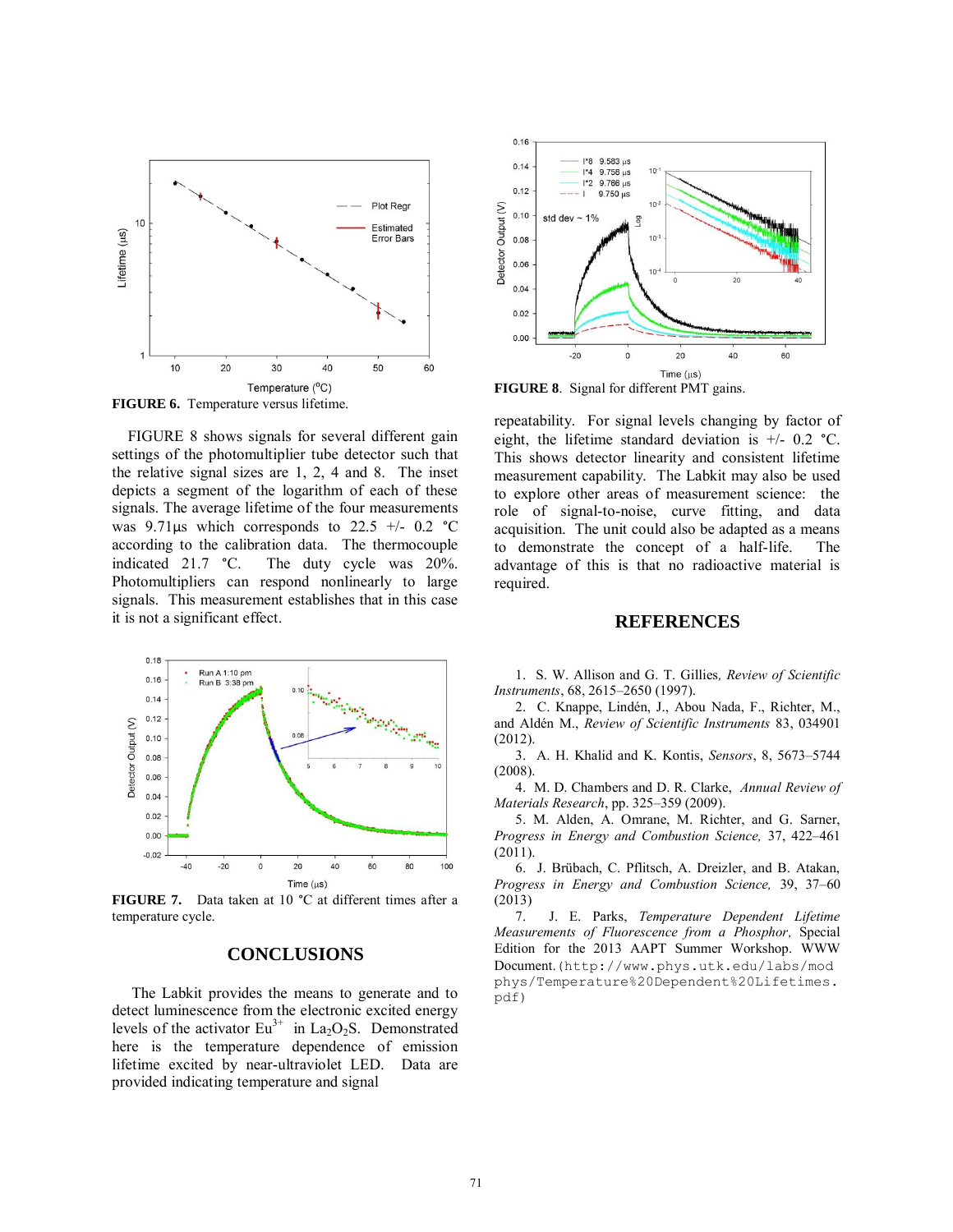Lifetime (µs)

10

1

10 20 30 40 50 60

Temperature (°C)

Plot Regr

Estimated Error Bars

**FIGURE 6.** Temperature versus lifetime.

FIGURE 8 shows signals for several different gain settings of the photomultiplier tube detector such that the relative signal sizes are 1, 2, 4 and 8. The inset depicts a segment of the logarithm of each of these signals. The average lifetime of the four measurements was 9.71µs which corresponds to 22.5 +/- 0.2 °C according to the calibration data. The thermocouple indicated 21.7 °C. The duty cycle was 20%. Photomultipliers can respond nonlinearly to large signals. This measurement establishes that in this case it is not a significant effect.

Detector Output (V)

Time (µs)

Run A 1:10 pm

Run B 3:38 pm

**FIGURE 7.** Data taken at 10 °C at different times after a temperature cycle.

Detector Output (V)

Time (µs)

I*8 9.583 µs

I*4 9.758 µs

I*2 9.786 µs

I 9.750 µs

std dev ~ 1%

Log

**FIGURE 8.** Signal for different PMT gains.

## CONCLUSIONS

The Labkit provides the means to generate and to detect luminescence from the electronic excited energy levels of the activator $Eu^{3+}$ in $La_2O_2S$. Demonstrated here is the temperature dependence of emission lifetime excited by near-ultraviolet LED. Data are provided indicating temperature and signal repeatability. For signal levels changing by factor of eight, the lifetime standard deviation is +/- 0.2 °C. This shows detector linearity and consistent lifetime measurement capability. The Labkit may also be used to explore other areas of measurement science: the role of signal-to-noise, curve fitting, and data acquisition. The unit could also be adapted as a means to demonstrate the concept of a half-life. The advantage of this is that no radioactive material is required.

## REFERENCES

1. S. W. Allison and G. T. Gillies, *Review of Scientific Instruments*, 68, 2615–2650 (1997).
2. C. Knappe, Lindén, J., Abou Nada, F., Richter, M., and Aldén M., *Review of Scientific Instruments* 83, 034901 (2012).
3. A. H. Khalid and K. Kontis, *Sensors*, 8, 5673–5744 (2008).
4. M. D. Chambers and D. R. Clarke, *Annual Review of Materials Research*, pp. 325–359 (2009).
5. M. Alden, A. Omrane, M. Richter, and G. Sarner, *Progress in Energy and Combustion Science,* 37, 422–461 (2011).
6. J. Brübach, C. Pflitsch, A. Dreizler, and B. Atakan, *Progress in Energy and Combustion Science,* 39, 37–60 (2013)
7. J. E. Parks, *Temperature Dependent Lifetime Measurements of Fluorescence from a Phosphor,* Special Edition for the 2013 AAPT Summer Workshop. WWW Document. (`http://www.phys.utk.edu/labs/modphys/Temperature%20Dependent%20Lifetimes.pdf`)